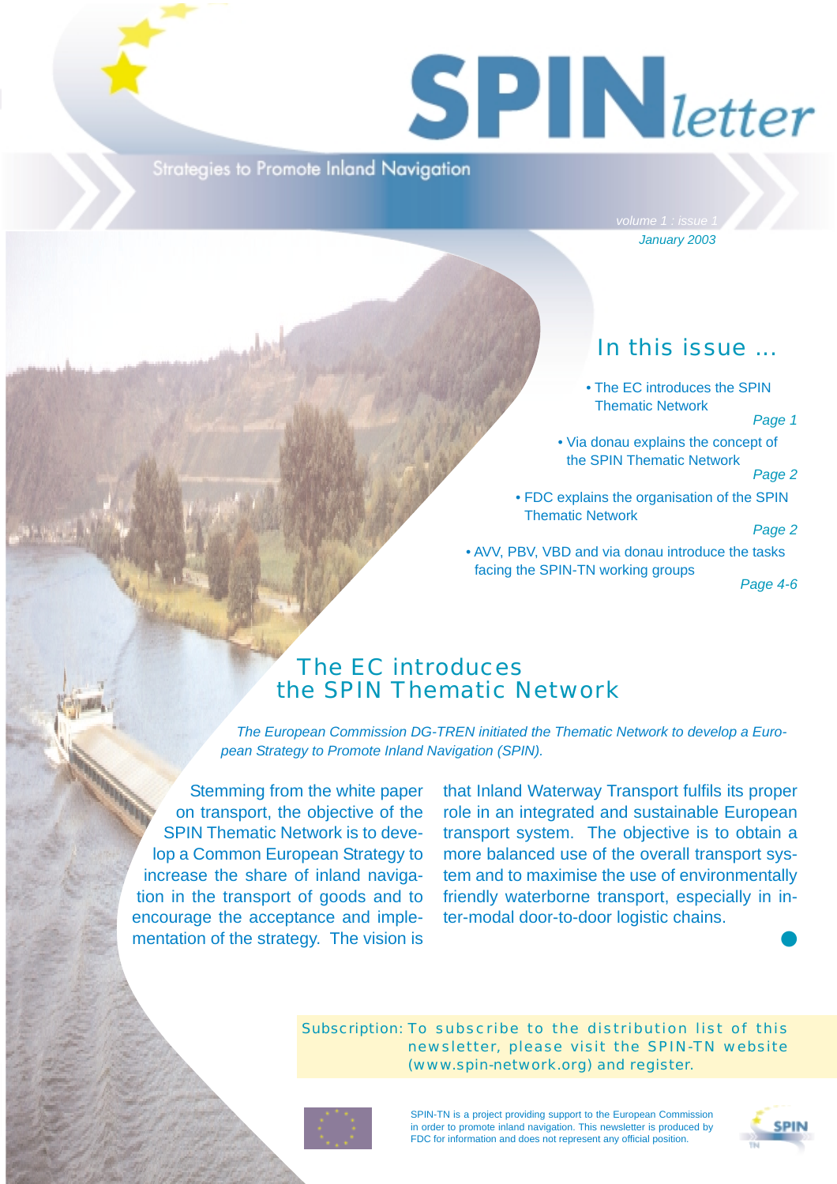# SPINletter

Strategies to Promote Inland Navigation

volume 1 : issue 1
January 2003

## In this issue ...

- The EC introduces the SPIN Thematic Network *Page 1*
- Via donau explains the concept of the SPIN Thematic Network *Page 2*
- FDC explains the organisation of the SPIN Thematic Network *Page 2*
- AVV, PBV, VBD and via donau introduce the tasks facing the SPIN-TN working groups *Page 4-6*

## The EC introduces the SPIN Thematic Network

*The European Commission DG-TREN initiated the Thematic Network to develop a European Strategy to Promote Inland Navigation (SPIN).*

Stemming from the white paper on transport, the objective of the SPIN Thematic Network is to develop a Common European Strategy to increase the share of inland navigation in the transport of goods and to encourage the acceptance and implementation of the strategy. The vision is that Inland Waterway Transport fulfils its proper role in an integrated and sustainable European transport system. The objective is to obtain a more balanced use of the overall transport system and to maximise the use of environmentally friendly waterborne transport, especially in inter-modal door-to-door logistic chains.

Subscription: To subscribe to the distribution list of this newsletter, please visit the SPIN-TN website (www.spin-network.org) and register.

SPIN-TN is a project providing support to the European Commission in order to promote inland navigation. This newsletter is produced by FDC for information and does not represent any official position.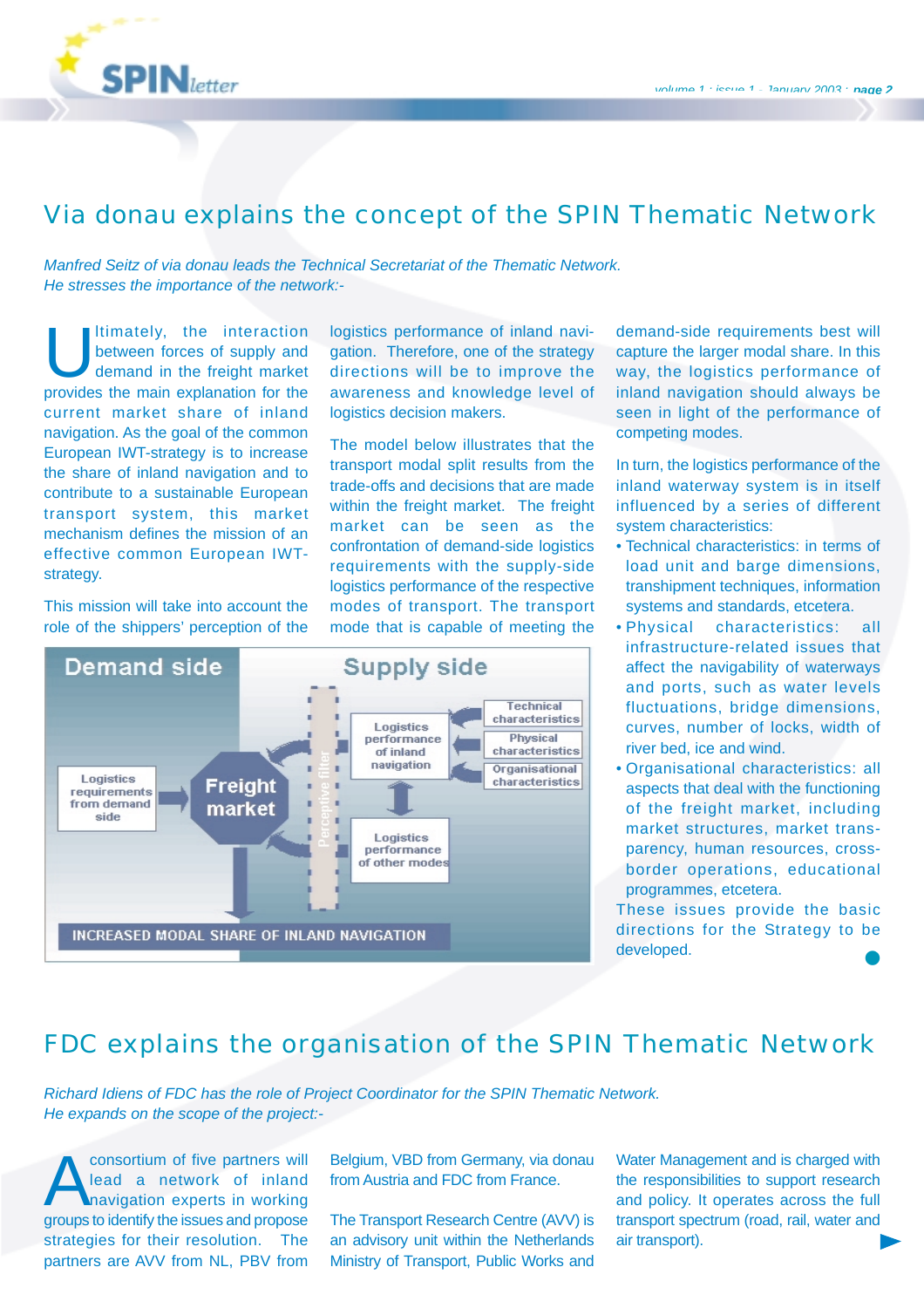# Via donau explains the concept of the SPIN Thematic Network

*Manfred Seitz of via donau leads the Technical Secretariat of the Thematic Network. He stresses the importance of the network:-*

Ultimately, the interaction between forces of supply and demand in the freight market provides the main explanation for the current market share of inland navigation. As the goal of the common European IWT-strategy is to increase the share of inland navigation and to contribute to a sustainable European transport system, this market mechanism defines the mission of an effective common European IWT-strategy.

This mission will take into account the role of the shippers' perception of the logistics performance of inland navigation. Therefore, one of the strategy directions will be to improve the awareness and knowledge level of logistics decision makers.

The model below illustrates that the transport modal split results from the trade-offs and decisions that are made within the freight market. The freight market can be seen as the confrontation of demand-side logistics requirements with the supply-side logistics performance of the respective modes of transport. The transport mode that is capable of meeting the demand-side requirements best will capture the larger modal share. In this way, the logistics performance of inland navigation should always be seen in light of the performance of competing modes.

In turn, the logistics performance of the inland waterway system is in itself influenced by a series of different system characteristics:

- Technical characteristics: in terms of load unit and barge dimensions, transhipment techniques, information systems and standards, etcetera.
- Physical characteristics: all infrastructure-related issues that affect the navigability of waterways and ports, such as water levels fluctuations, bridge dimensions, curves, number of locks, width of river bed, ice and wind.
- Organisational characteristics: all aspects that deal with the functioning of the freight market, including market structures, market transparency, human resources, cross-border operations, educational programmes, etcetera.

These issues provide the basic directions for the Strategy to be developed.

# FDC explains the organisation of the SPIN Thematic Network

*Richard Idiens of FDC has the role of Project Coordinator for the SPIN Thematic Network. He expands on the scope of the project:-*

A consortium of five partners will lead a network of inland navigation experts in working groups to identify the issues and propose strategies for their resolution. The partners are AVV from NL, PBV from Belgium, VBD from Germany, via donau from Austria and FDC from France.

The Transport Research Centre (AVV) is an advisory unit within the Netherlands Ministry of Transport, Public Works and Water Management and is charged with the responsibilities to support research and policy. It operates across the full transport spectrum (road, rail, water and air transport).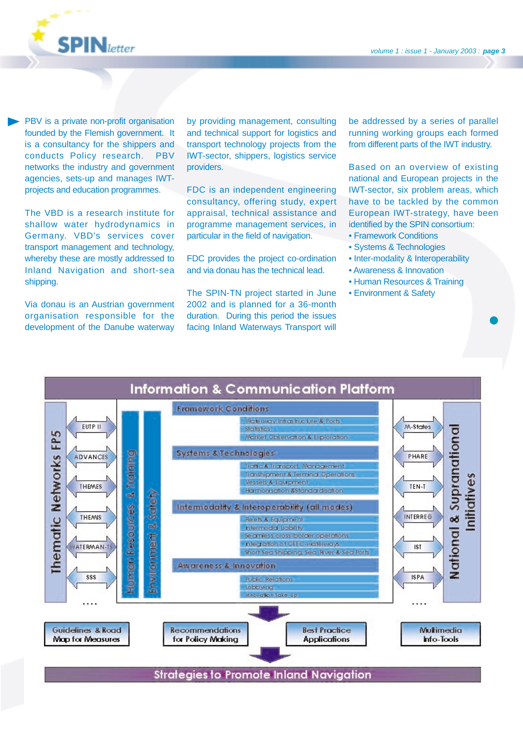PBV is a private non-profit organisation founded by the Flemish government. It is a consultancy for the shippers and conducts Policy research. PBV networks the industry and government agencies, sets-up and manages IWT-projects and education programmes.

The VBD is a research institute for shallow water hydrodynamics in Germany. VBD's services cover transport management and technology, whereby these are mostly addressed to Inland Navigation and short-sea shipping.

Via donau is an Austrian government organisation responsible for the development of the Danube waterway by providing management, consulting and technical support for logistics and transport technology projects from the IWT-sector, shippers, logistics service providers.

FDC is an independent engineering consultancy, offering study, expert appraisal, technical assistance and programme management services, in particular in the field of navigation.

FDC provides the project co-ordination and via donau has the technical lead.

The SPIN-TN project started in June 2002 and is planned for a 36-month duration. During this period the issues facing Inland Waterways Transport will be addressed by a series of parallel running working groups each formed from different parts of the IWT industry.

Based on an overview of existing national and European projects in the IWT-sector, six problem areas, which have to be tackled by the common European IWT-strategy, have been identified by the SPIN consortium:

- Framework Conditions
- Systems & Technologies
- Inter-modality & Interoperability
- Awareness & Innovation
- Human Resources & Training
- Environment & Safety

**Information & Communication Platform**

Thematic Networks FP5: EUTP II, ADVANCES, THEMES, THEMIS, WATERMAN-TS, SSS, ....

Human Resources & Training | Environment & Safety

- Framework Conditions
  - Waterway Infrastructure & Ports
  - Statistics
  - Market Observation & Exploration
- Systems & Technologies
  - Traffic & Transport Management
  - Transhipment & Terminal Operations
  - Vessels & Equipment
  - Harmonisation & Standardisation
- Intermodality & Interoperability (all modes)
  - Fleets & Equipment
  - Intermodal Liability
  - Seamless cross-border operations
  - Integration of CEEC-waterways
  - Short Sea Shipping, Sea-River & Sea Ports
- Awareness & Innovation
  - Public Relations
  - Lobbying
  - Innovation Take-up

National & Supranational Initiatives: M-States, PHARE, TEN-T, INTERREG, IST, ISPA, ....

Guidelines & Road Map for Measures | Recommendations for Policy Making | Best Practice Applications | Multimedia Info-Tools

**Strategies to Promote Inland Navigation**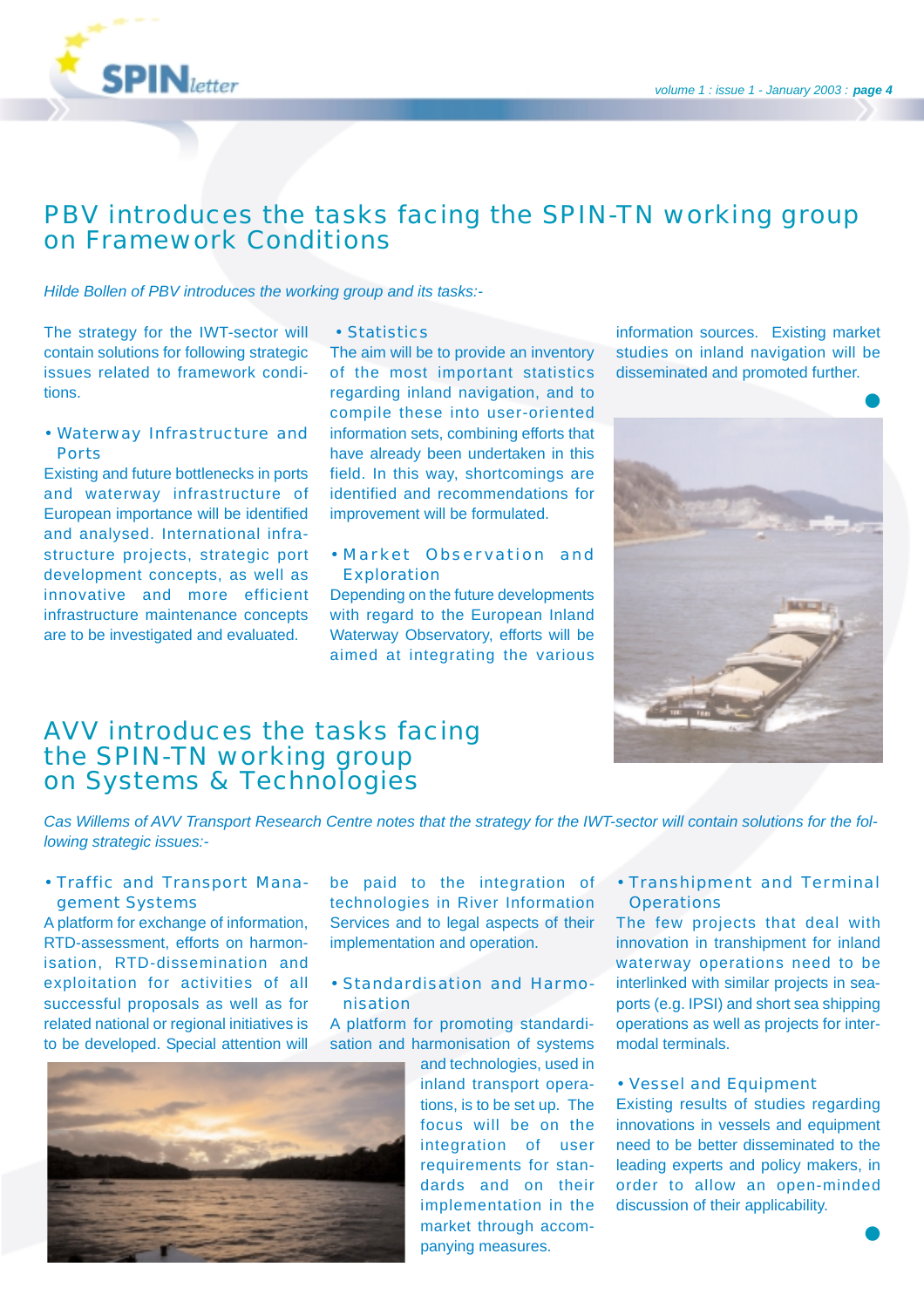## PBV introduces the tasks facing the SPIN-TN working group on Framework Conditions

*Hilde Bollen of PBV introduces the working group and its tasks:-*

The strategy for the IWT-sector will contain solutions for following strategic issues related to framework conditions.

- **Waterway Infrastructure and Ports**

Existing and future bottlenecks in ports and waterway infrastructure of European importance will be identified and analysed. International infrastructure projects, strategic port development concepts, as well as innovative and more efficient infrastructure maintenance concepts are to be investigated and evaluated.

- **Statistics**

The aim will be to provide an inventory of the most important statistics regarding inland navigation, and to compile these into user-oriented information sets, combining efforts that have already been undertaken in this field. In this way, shortcomings are identified and recommendations for improvement will be formulated.

- **Market Observation and Exploration**

Depending on the future developments with regard to the European Inland Waterway Observatory, efforts will be aimed at integrating the various information sources. Existing market studies on inland navigation will be disseminated and promoted further.

## AVV introduces the tasks facing the SPIN-TN working group on Systems & Technologies

*Cas Willems of AVV Transport Research Centre notes that the strategy for the IWT-sector will contain solutions for the following strategic issues:-*

- **Traffic and Transport Management Systems**

A platform for exchange of information, RTD-assessment, efforts on harmonisation, RTD-dissemination and exploitation for activities of all successful proposals as well as for related national or regional initiatives is to be developed. Special attention will be paid to the integration of technologies in River Information Services and to legal aspects of their implementation and operation.

- **Standardisation and Harmonisation**

A platform for promoting standardisation and harmonisation of systems and technologies, used in inland transport operations, is to be set up. The focus will be on the integration of user requirements for standards and on their implementation in the market through accompanying measures.

- **Transhipment and Terminal Operations**

The few projects that deal with innovation in transhipment for inland waterway operations need to be interlinked with similar projects in seaports (e.g. IPSI) and short sea shipping operations as well as projects for intermodal terminals.

- **Vessel and Equipment**

Existing results of studies regarding innovations in vessels and equipment need to be better disseminated to the leading experts and policy makers, in order to allow an open-minded discussion of their applicability.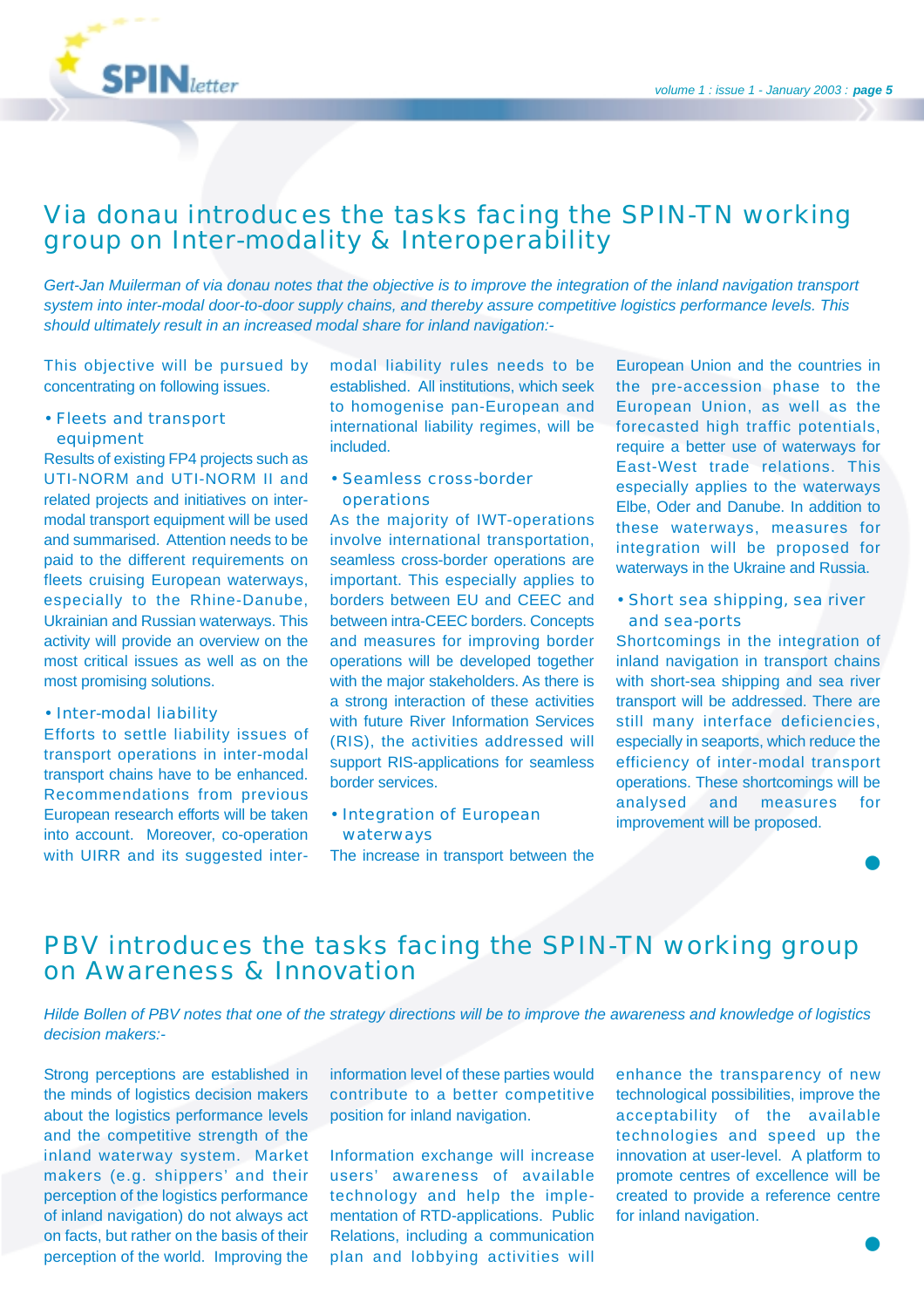## Via donau introduces the tasks facing the SPIN-TN working group on Inter-modality & Interoperability

*Gert-Jan Muilerman of via donau notes that the objective is to improve the integration of the inland navigation transport system into inter-modal door-to-door supply chains, and thereby assure competitive logistics performance levels. This should ultimately result in an increased modal share for inland navigation:-*

This objective will be pursued by concentrating on following issues.

### • Fleets and transport equipment

Results of existing FP4 projects such as UTI-NORM and UTI-NORM II and related projects and initiatives on inter-modal transport equipment will be used and summarised. Attention needs to be paid to the different requirements on fleets cruising European waterways, especially to the Rhine-Danube, Ukrainian and Russian waterways. This activity will provide an overview on the most critical issues as well as on the most promising solutions.

### • Inter-modal liability

Efforts to settle liability issues of transport operations in inter-modal transport chains have to be enhanced. Recommendations from previous European research efforts will be taken into account. Moreover, co-operation with UIRR and its suggested inter-modal liability rules needs to be established. All institutions, which seek to homogenise pan-European and international liability regimes, will be included.

### • Seamless cross-border operations

As the majority of IWT-operations involve international transportation, seamless cross-border operations are important. This especially applies to borders between EU and CEEC and between intra-CEEC borders. Concepts and measures for improving border operations will be developed together with the major stakeholders. As there is a strong interaction of these activities with future River Information Services (RIS), the activities addressed will support RIS-applications for seamless border services.

### • Integration of European waterways

The increase in transport between the European Union and the countries in the pre-accession phase to the European Union, as well as the forecasted high traffic potentials, require a better use of waterways for East-West trade relations. This especially applies to the waterways Elbe, Oder and Danube. In addition to these waterways, measures for integration will be proposed for waterways in the Ukraine and Russia.

### • Short sea shipping, sea river and sea-ports

Shortcomings in the integration of inland navigation in transport chains with short-sea shipping and sea river transport will be addressed. There are still many interface deficiencies, especially in seaports, which reduce the efficiency of inter-modal transport operations. These shortcomings will be analysed and measures for improvement will be proposed.

## PBV introduces the tasks facing the SPIN-TN working group on Awareness & Innovation

*Hilde Bollen of PBV notes that one of the strategy directions will be to improve the awareness and knowledge of logistics decision makers:-*

Strong perceptions are established in the minds of logistics decision makers about the logistics performance levels and the competitive strength of the inland waterway system. Market makers (e.g. shippers' and their perception of the logistics performance of inland navigation) do not always act on facts, but rather on the basis of their perception of the world. Improving the information level of these parties would contribute to a better competitive position for inland navigation.

Information exchange will increase users' awareness of available technology and help the implementation of RTD-applications. Public Relations, including a communication plan and lobbying activities will enhance the transparency of new technological possibilities, improve the acceptability of the available technologies and speed up the innovation at user-level. A platform to promote centres of excellence will be created to provide a reference centre for inland navigation.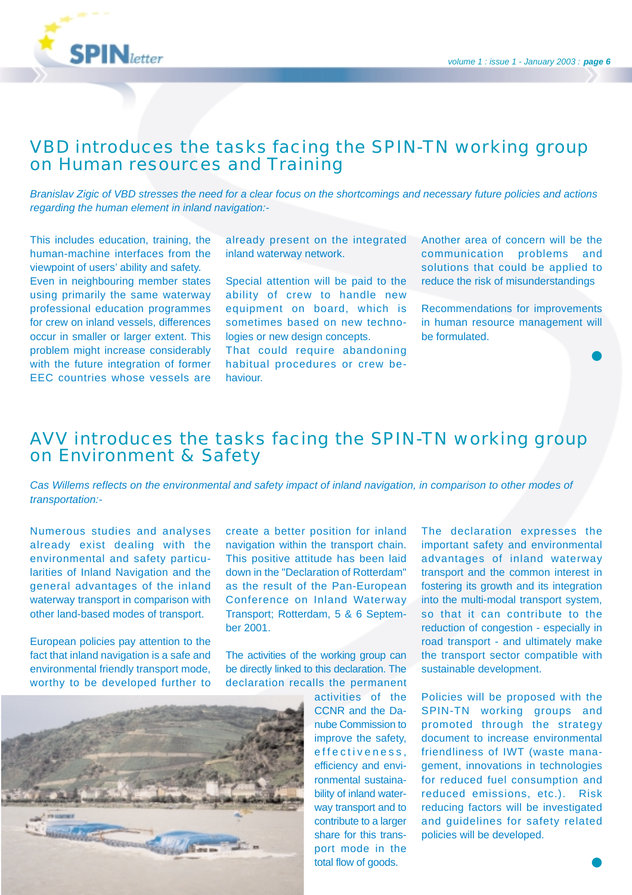## VBD introduces the tasks facing the SPIN-TN working group on Human resources and Training

*Branislav Zigic of VBD stresses the need for a clear focus on the shortcomings and necessary future policies and actions regarding the human element in inland navigation:-*

This includes education, training, the human-machine interfaces from the viewpoint of users' ability and safety. Even in neighbouring member states using primarily the same waterway professional education programmes for crew on inland vessels, differences occur in smaller or larger extent. This problem might increase considerably with the future integration of former EEC countries whose vessels are already present on the integrated inland waterway network.

Special attention will be paid to the ability of crew to handle new equipment on board, which is sometimes based on new technologies or new design concepts. That could require abandoning habitual procedures or crew behaviour.

Another area of concern will be the communication problems and solutions that could be applied to reduce the risk of misunderstandings

Recommendations for improvements in human resource management will be formulated.

## AVV introduces the tasks facing the SPIN-TN working group on Environment & Safety

*Cas Willems reflects on the environmental and safety impact of inland navigation, in comparison to other modes of transportation:-*

Numerous studies and analyses already exist dealing with the environmental and safety particularities of Inland Navigation and the general advantages of the inland waterway transport in comparison with other land-based modes of transport.

European policies pay attention to the fact that inland navigation is a safe and environmental friendly transport mode, worthy to be developed further to create a better position for inland navigation within the transport chain. This positive attitude has been laid down in the "Declaration of Rotterdam" as the result of the Pan-European Conference on Inland Waterway Transport; Rotterdam, 5 & 6 September 2001.

The activities of the working group can be directly linked to this declaration. The declaration recalls the permanent activities of the CCNR and the Danube Commission to improve the safety, effectiveness, efficiency and environmental sustainability of inland waterway transport and to contribute to a larger share for this transport mode in the total flow of goods.

The declaration expresses the important safety and environmental advantages of inland waterway transport and the common interest in fostering its growth and its integration into the multi-modal transport system, so that it can contribute to the reduction of congestion - especially in road transport - and ultimately make the transport sector compatible with sustainable development.

Policies will be proposed with the SPIN-TN working groups and promoted through the strategy document to increase environmental friendliness of IWT (waste management, innovations in technologies for reduced fuel consumption and reduced emissions, etc.). Risk reducing factors will be investigated and guidelines for safety related policies will be developed.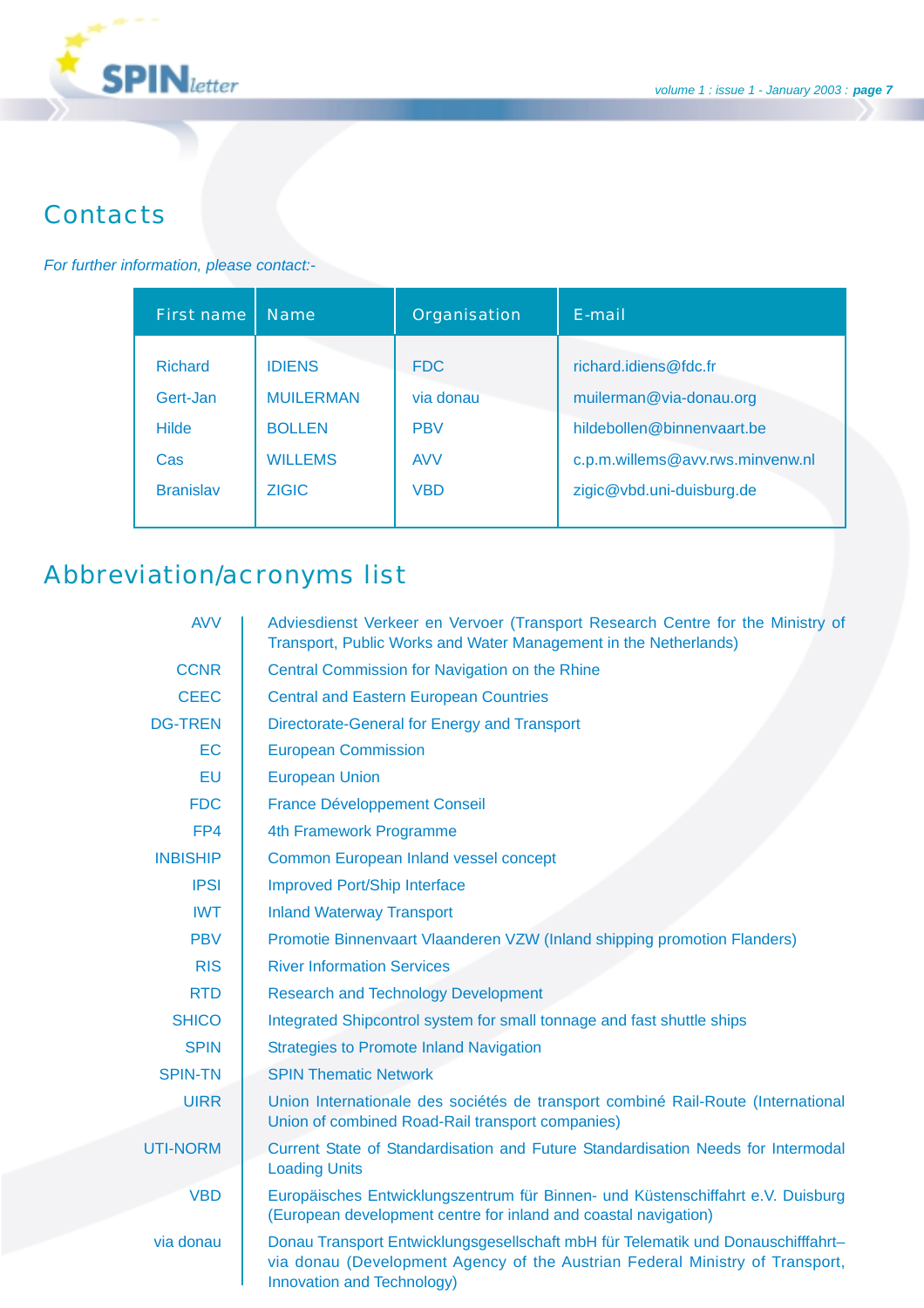## Contacts

*For further information, please contact:-*

| First name | Name | Organisation | E-mail |
| --- | --- | --- | --- |
| Richard | IDIENS | FDC | richard.idiens@fdc.fr |
| Gert-Jan | MUILERMAN | via donau | muilerman@via-donau.org |
| Hilde | BOLLEN | PBV | hildebollen@binnenvaart.be |
| Cas | WILLEMS | AVV | c.p.m.willems@avv.rws.minvenw.nl |
| Branislav | ZIGIC | VBD | zigic@vbd.uni-duisburg.de |

## Abbreviation/acronyms list

| | |
| --- | --- |
| AVV | Adviesdienst Verkeer en Vervoer (Transport Research Centre for the Ministry of Transport, Public Works and Water Management in the Netherlands) |
| CCNR | Central Commission for Navigation on the Rhine |
| CEEC | Central and Eastern European Countries |
| DG-TREN | Directorate-General for Energy and Transport |
| EC | European Commission |
| EU | European Union |
| FDC | France Développement Conseil |
| FP4 | 4th Framework Programme |
| INBISHIP | Common European Inland vessel concept |
| IPSI | Improved Port/Ship Interface |
| IWT | Inland Waterway Transport |
| PBV | Promotie Binnenvaart Vlaanderen VZW (Inland shipping promotion Flanders) |
| RIS | River Information Services |
| RTD | Research and Technology Development |
| SHICO | Integrated Shipcontrol system for small tonnage and fast shuttle ships |
| SPIN | Strategies to Promote Inland Navigation |
| SPIN-TN | SPIN Thematic Network |
| UIRR | Union Internationale des sociétés de transport combiné Rail-Route (International Union of combined Road-Rail transport companies) |
| UTI-NORM | Current State of Standardisation and Future Standardisation Needs for Intermodal Loading Units |
| VBD | Europäisches Entwicklungszentrum für Binnen- und Küstenschiffahrt e.V. Duisburg (European development centre for inland and coastal navigation) |
| via donau | Donau Transport Entwicklungsgesellschaft mbH für Telematik und Donauschifffahrt– via donau (Development Agency of the Austrian Federal Ministry of Transport, Innovation and Technology) |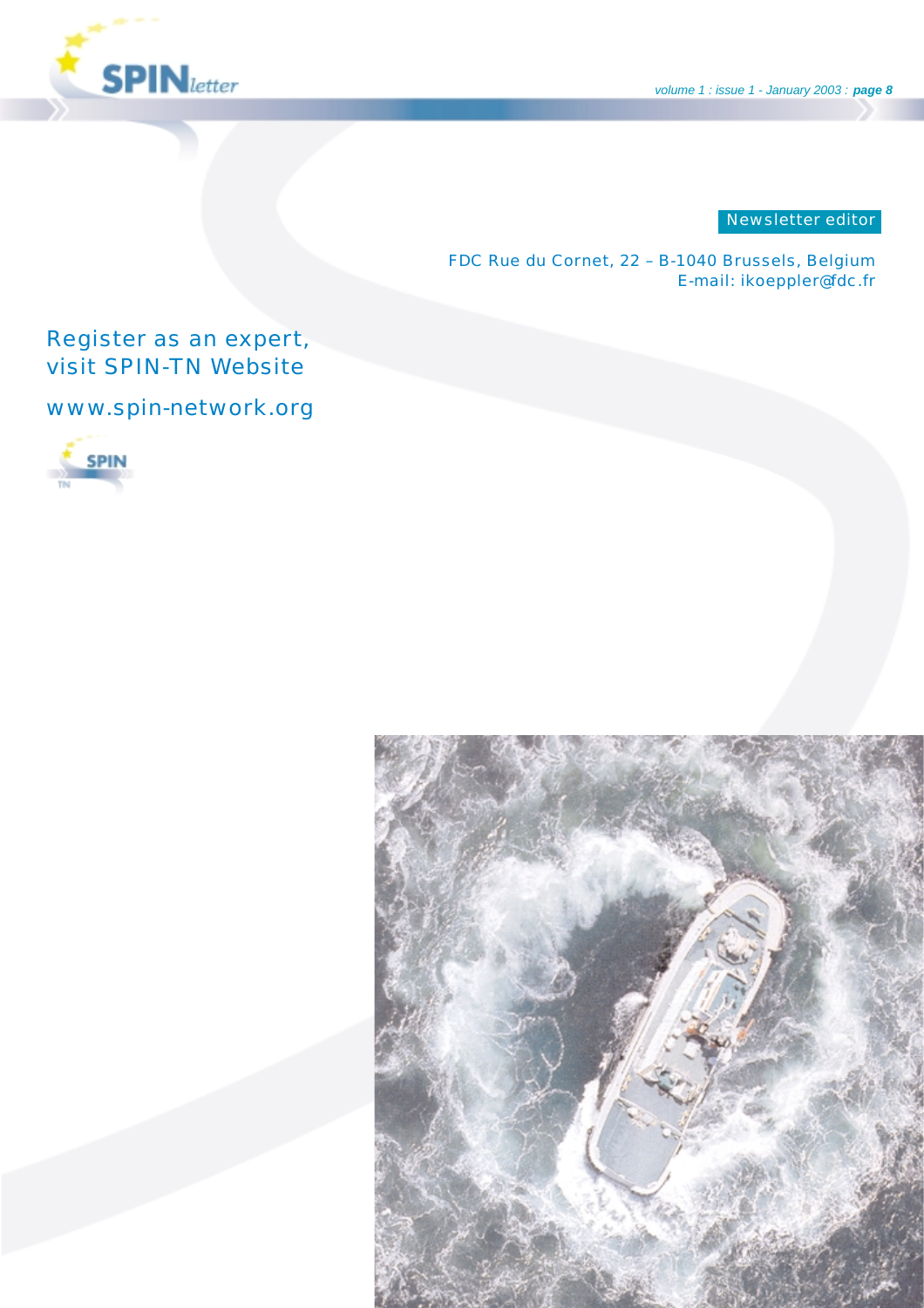Newsletter editor

FDC Rue du Cornet, 22 – B-1040 Brussels, Belgium
E-mail: ikoeppler@fdc.fr

Register as an expert,
visit SPIN-TN Website

www.spin-network.org